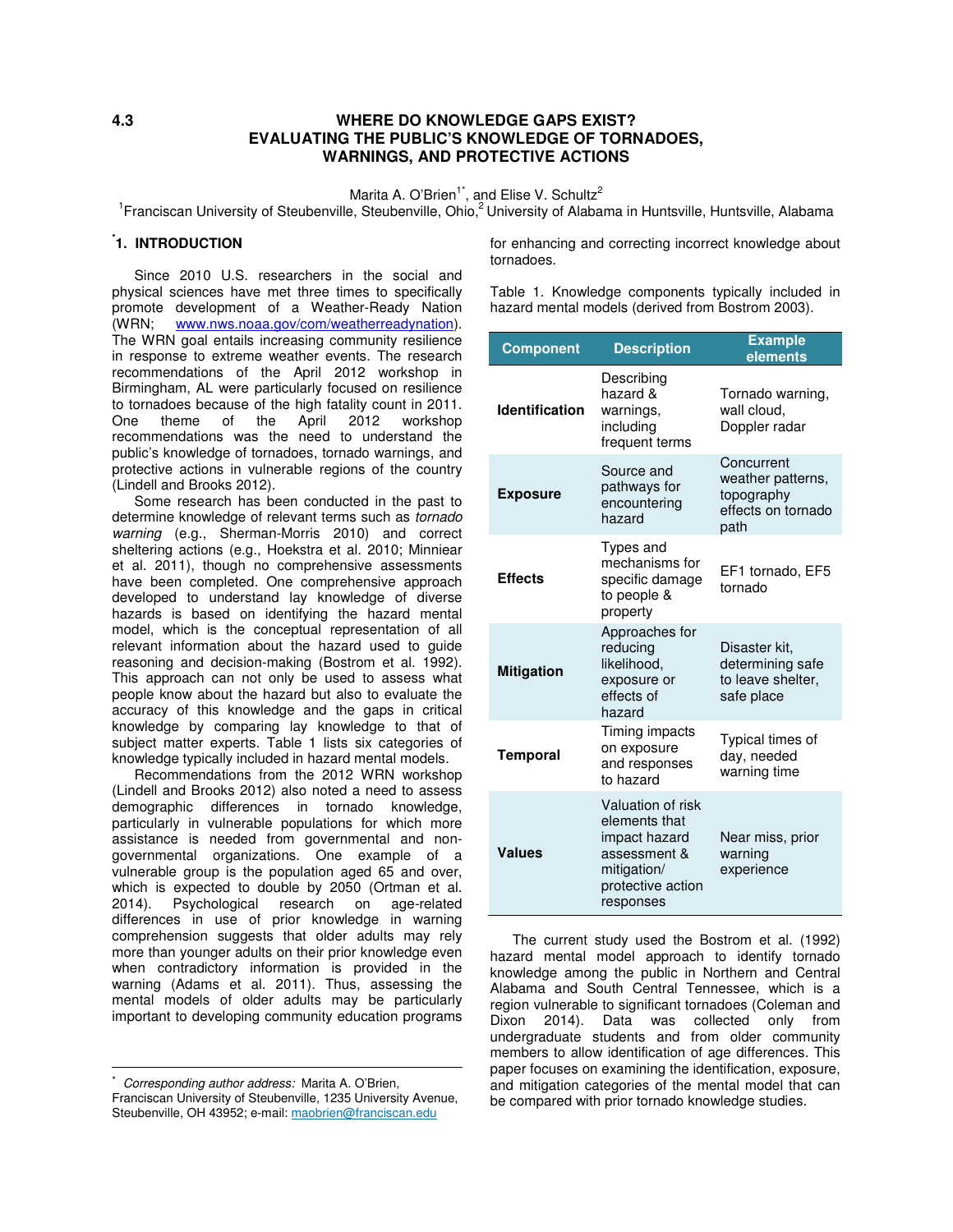4.3

# WHERE DO KNOWLEDGE GAPS EXIST? EVALUATING THE PUBLIC'S KNOWLEDGE OF TORNADOES, WARNINGS, AND PROTECTIVE ACTIONS

Marita A. O'Brien[1*], and Elise V. Schultz[2]

[1]Franciscan University of Steubenville, Steubenville, Ohio,[2] University of Alabama in Huntsville, Huntsville, Alabama

## [*]1. INTRODUCTION

Since 2010 U.S. researchers in the social and physical sciences have met three times to specifically promote development of a Weather-Ready Nation (WRN; www.nws.noaa.gov/com/weatherreadynation). The WRN goal entails increasing community resilience in response to extreme weather events. The research recommendations of the April 2012 workshop in Birmingham, AL were particularly focused on resilience to tornadoes because of the high fatality count in 2011. One theme of the April 2012 workshop recommendations was the need to understand the public's knowledge of tornadoes, tornado warnings, and protective actions in vulnerable regions of the country (Lindell and Brooks 2012).

Some research has been conducted in the past to determine knowledge of relevant terms such as *tornado warning* (e.g., Sherman-Morris 2010) and correct sheltering actions (e.g., Hoekstra et al. 2010; Minniear et al. 2011), though no comprehensive assessments have been completed. One comprehensive approach developed to understand lay knowledge of diverse hazards is based on identifying the hazard mental model, which is the conceptual representation of all relevant information about the hazard used to guide reasoning and decision-making (Bostrom et al. 1992). This approach can not only be used to assess what people know about the hazard but also to evaluate the accuracy of this knowledge and the gaps in critical knowledge by comparing lay knowledge to that of subject matter experts. Table 1 lists six categories of knowledge typically included in hazard mental models.

Recommendations from the 2012 WRN workshop (Lindell and Brooks 2012) also noted a need to assess demographic differences in tornado knowledge, particularly in vulnerable populations for which more assistance is needed from governmental and non-governmental organizations. One example of a vulnerable group is the population aged 65 and over, which is expected to double by 2050 (Ortman et al. 2014). Psychological research on age-related differences in use of prior knowledge in warning comprehension suggests that older adults may rely more than younger adults on their prior knowledge even when contradictory information is provided in the warning (Adams et al. 2011). Thus, assessing the mental models of older adults may be particularly important to developing community education programs for enhancing and correcting incorrect knowledge about tornadoes.

Table 1. Knowledge components typically included in hazard mental models (derived from Bostrom 2003).

| Component | Description | Example elements |
|---|---|---|
| **Identification** | Describing hazard & warnings, including frequent terms | Tornado warning, wall cloud, Doppler radar |
| **Exposure** | Source and pathways for encountering hazard | Concurrent weather patterns, topography effects on tornado path |
| **Effects** | Types and mechanisms for specific damage to people & property | EF1 tornado, EF5 tornado |
| **Mitigation** | Approaches for reducing likelihood, exposure or effects of hazard | Disaster kit, determining safe to leave shelter, safe place |
| **Temporal** | Timing impacts on exposure and responses to hazard | Typical times of day, needed warning time |
| **Values** | Valuation of risk elements that impact hazard assessment & mitigation/ protective action responses | Near miss, prior warning experience |

The current study used the Bostrom et al. (1992) hazard mental model approach to identify tornado knowledge among the public in Northern and Central Alabama and South Central Tennessee, which is a region vulnerable to significant tornadoes (Coleman and Dixon 2014). Data was collected only from undergraduate students and from older community members to allow identification of age differences. This paper focuses on examining the identification, exposure, and mitigation categories of the mental model that can be compared with prior tornado knowledge studies.

---

[*] *Corresponding author address:* Marita A. O'Brien, Franciscan University of Steubenville, 1235 University Avenue, Steubenville, OH 43952; e-mail: maobrien@franciscan.edu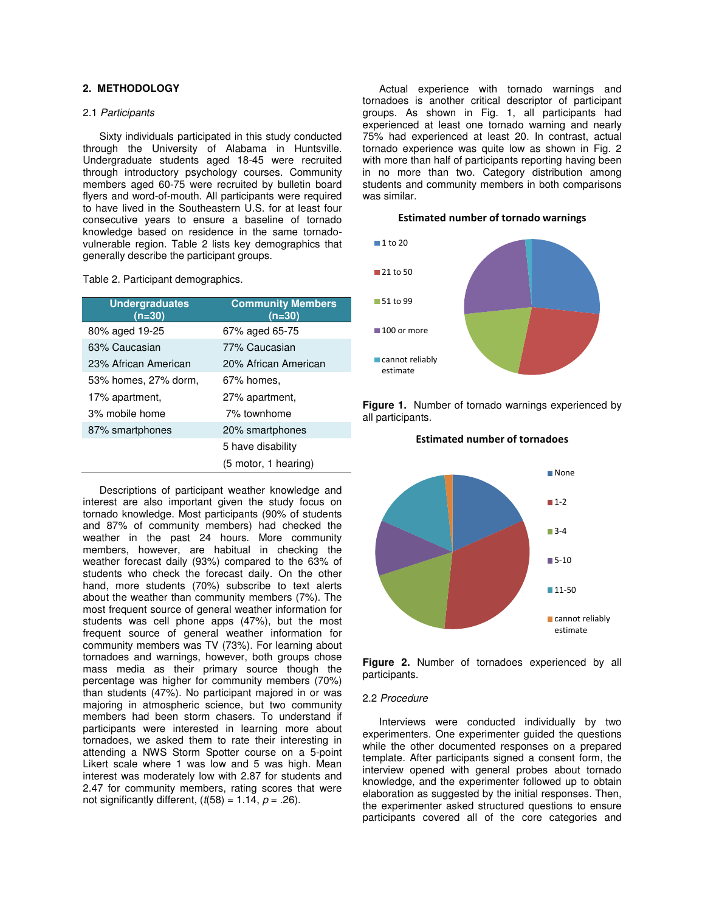## 2. METHODOLOGY

### 2.1 *Participants*

Sixty individuals participated in this study conducted through the University of Alabama in Huntsville. Undergraduate students aged 18-45 were recruited through introductory psychology courses. Community members aged 60-75 were recruited by bulletin board flyers and word-of-mouth. All participants were required to have lived in the Southeastern U.S. for at least four consecutive years to ensure a baseline of tornado knowledge based on residence in the same tornado-vulnerable region. Table 2 lists key demographics that generally describe the participant groups.

Table 2. Participant demographics.

| Undergraduates (n=30) | Community Members (n=30) |
|---|---|
| 80% aged 19-25 | 67% aged 65-75 |
| 63% Caucasian | 77% Caucasian |
| 23% African American | 20% African American |
| 53% homes, 27% dorm, | 67% homes, |
| 17% apartment, | 27% apartment, |
| 3% mobile home | 7% townhome |
| 87% smartphones | 20% smartphones |
| | 5 have disability |
| | (5 motor, 1 hearing) |

Descriptions of participant weather knowledge and interest are also important given the study focus on tornado knowledge. Most participants (90% of students and 87% of community members) had checked the weather in the past 24 hours. More community members, however, are habitual in checking the weather forecast daily (93%) compared to the 63% of students who check the forecast daily. On the other hand, more students (70%) subscribe to text alerts about the weather than community members (7%). The most frequent source of general weather information for students was cell phone apps (47%), but the most frequent source of general weather information for community members was TV (73%). For learning about tornadoes and warnings, however, both groups chose mass media as their primary source though the percentage was higher for community members (70%) than students (47%). No participant majored in or was majoring in atmospheric science, but two community members had been storm chasers. To understand if participants were interested in learning more about tornadoes, we asked them to rate their interesting in attending a NWS Storm Spotter course on a 5-point Likert scale where 1 was low and 5 was high. Mean interest was moderately low with 2.87 for students and 2.47 for community members, rating scores that were not significantly different, ($t(58) = 1.14$, $p = .26$).

Actual experience with tornado warnings and tornadoes is another critical descriptor of participant groups. As shown in Fig. 1, all participants had experienced at least one tornado warning and nearly 75% had experienced at least 20. In contrast, actual tornado experience was quite low as shown in Fig. 2 with more than half of participants reporting having been in no more than two. Category distribution among students and community members in both comparisons was similar.

**Figure 1.** Number of tornado warnings experienced by all participants.

**Figure 2.** Number of tornadoes experienced by all participants.

### 2.2 *Procedure*

Interviews were conducted individually by two experimenters. One experimenter guided the questions while the other documented responses on a prepared template. After participants signed a consent form, the interview opened with general probes about tornado knowledge, and the experimenter followed up to obtain elaboration as suggested by the initial responses. Then, the experimenter asked structured questions to ensure participants covered all of the core categories and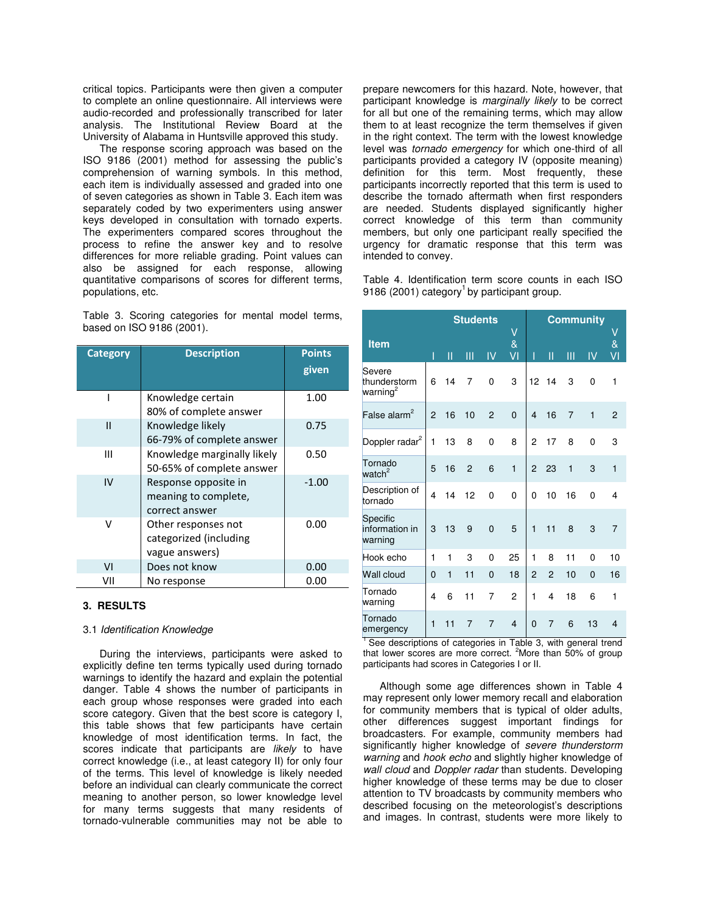critical topics. Participants were then given a computer to complete an online questionnaire. All interviews were audio-recorded and professionally transcribed for later analysis. The Institutional Review Board at the University of Alabama in Huntsville approved this study.

The response scoring approach was based on the ISO 9186 (2001) method for assessing the public's comprehension of warning symbols. In this method, each item is individually assessed and graded into one of seven categories as shown in Table 3. Each item was separately coded by two experimenters using answer keys developed in consultation with tornado experts. The experimenters compared scores throughout the process to refine the answer key and to resolve differences for more reliable grading. Point values can also be assigned for each response, allowing quantitative comparisons of scores for different terms, populations, etc.

Table 3. Scoring categories for mental model terms, based on ISO 9186 (2001).

| Category | Description | Points given |
|---|---|---|
| I | Knowledge certain 80% of complete answer | 1.00 |
| II | Knowledge likely 66-79% of complete answer | 0.75 |
| III | Knowledge marginally likely 50-65% of complete answer | 0.50 |
| IV | Response opposite in meaning to complete, correct answer | -1.00 |
| V | Other responses not categorized (including vague answers) | 0.00 |
| VI | Does not know | 0.00 |
| VII | No response | 0.00 |

## 3. RESULTS

### 3.1 *Identification Knowledge*

During the interviews, participants were asked to explicitly define ten terms typically used during tornado warnings to identify the hazard and explain the potential danger. Table 4 shows the number of participants in each group whose responses were graded into each score category. Given that the best score is category I, this table shows that few participants have certain knowledge of most identification terms. In fact, the scores indicate that participants are *likely* to have correct knowledge (i.e., at least category II) for only four of the terms. This level of knowledge is likely needed before an individual can clearly communicate the correct meaning to another person, so lower knowledge level for many terms suggests that many residents of tornado-vulnerable communities may not be able to prepare newcomers for this hazard. Note, however, that participant knowledge is *marginally likely* to be correct for all but one of the remaining terms, which may allow them to at least recognize the term themselves if given in the right context. The term with the lowest knowledge level was *tornado emergency* for which one-third of all participants provided a category IV (opposite meaning) definition for this term. Most frequently, these participants incorrectly reported that this term is used to describe the tornado aftermath when first responders are needed. Students displayed significantly higher correct knowledge of this term than community members, but only one participant really specified the urgency for dramatic response that this term was intended to convey.

Table 4. Identification term score counts in each ISO 9186 (2001) category[1] by participant group.

| Item | Students | | | | | Community | | | | |
|---|---|---|---|---|---|---|---|---|---|---|
| | I | II | III | IV | V & VI | I | II | III | IV | V & VI |
| Severe thunderstorm warning[2] | 6 | 14 | 7 | 0 | 3 | 12 | 14 | 3 | 0 | 1 |
| False alarm[2] | 2 | 16 | 10 | 2 | 0 | 4 | 16 | 7 | 1 | 2 |
| Doppler radar[2] | 1 | 13 | 8 | 0 | 8 | 2 | 17 | 8 | 0 | 3 |
| Tornado watch[2] | 5 | 16 | 2 | 6 | 1 | 2 | 23 | 1 | 3 | 1 |
| Description of tornado | 4 | 14 | 12 | 0 | 0 | 0 | 10 | 16 | 0 | 4 |
| Specific information in warning | 3 | 13 | 9 | 0 | 5 | 1 | 11 | 8 | 3 | 7 |
| Hook echo | 1 | 1 | 3 | 0 | 25 | 1 | 8 | 11 | 0 | 10 |
| Wall cloud | 0 | 1 | 11 | 0 | 18 | 2 | 2 | 10 | 0 | 16 |
| Tornado warning | 4 | 6 | 11 | 7 | 2 | 1 | 4 | 18 | 6 | 1 |
| Tornado emergency | 1 | 11 | 7 | 7 | 4 | 0 | 7 | 6 | 13 | 4 |

[1] See descriptions of categories in Table 3, with general trend that lower scores are more correct. [2]More than 50% of group participants had scores in Categories I or II.

Although some age differences shown in Table 4 may represent only lower memory recall and elaboration for community members that is typical of older adults, other differences suggest important findings for broadcasters. For example, community members had significantly higher knowledge of *severe thunderstorm warning* and *hook echo* and slightly higher knowledge of *wall cloud* and *Doppler radar* than students. Developing higher knowledge of these terms may be due to closer attention to TV broadcasts by community members who described focusing on the meteorologist's descriptions and images. In contrast, students were more likely to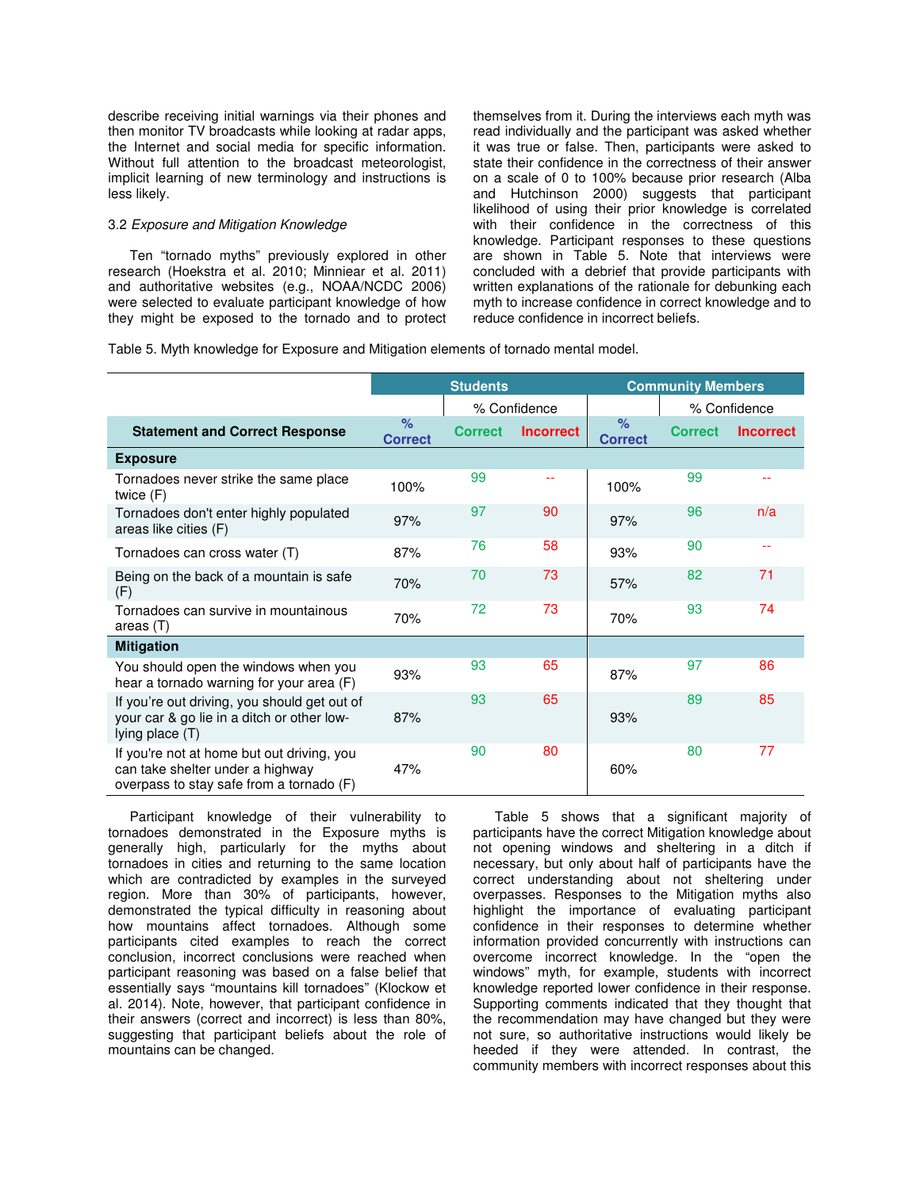describe receiving initial warnings via their phones and then monitor TV broadcasts while looking at radar apps, the Internet and social media for specific information. Without full attention to the broadcast meteorologist, implicit learning of new terminology and instructions is less likely.

### 3.2 *Exposure and Mitigation Knowledge*

Ten "tornado myths" previously explored in other research (Hoekstra et al. 2010; Minniear et al. 2011) and authoritative websites (e.g., NOAA/NCDC 2006) were selected to evaluate participant knowledge of how they might be exposed to the tornado and to protect themselves from it. During the interviews each myth was read individually and the participant was asked whether it was true or false. Then, participants were asked to state their confidence in the correctness of their answer on a scale of 0 to 100% because prior research (Alba and Hutchinson 2000) suggests that participant likelihood of using their prior knowledge is correlated with their confidence in the correctness of this knowledge. Participant responses to these questions are shown in Table 5. Note that interviews were concluded with a debrief that provide participants with written explanations of the rationale for debunking each myth to increase confidence in correct knowledge and to reduce confidence in incorrect beliefs.

Table 5. Myth knowledge for Exposure and Mitigation elements of tornado mental model.

| | Students | | | Community Members | | |
|---|---|---|---|---|---|---|
| | | % Confidence | | | % Confidence | |
| **Statement and Correct Response** | **% Correct** | **Correct** | **Incorrect** | **% Correct** | **Correct** | **Incorrect** |
| **Exposure** | | | | | | |
| Tornadoes never strike the same place twice (F) | 100% | 99 | -- | 100% | 99 | -- |
| Tornadoes don't enter highly populated areas like cities (F) | 97% | 97 | 90 | 97% | 96 | n/a |
| Tornadoes can cross water (T) | 87% | 76 | 58 | 93% | 90 | -- |
| Being on the back of a mountain is safe (F) | 70% | 70 | 73 | 57% | 82 | 71 |
| Tornadoes can survive in mountainous areas (T) | 70% | 72 | 73 | 70% | 93 | 74 |
| **Mitigation** | | | | | | |
| You should open the windows when you hear a tornado warning for your area (F) | 93% | 93 | 65 | 87% | 97 | 86 |
| If you're out driving, you should get out of your car & go lie in a ditch or other low-lying place (T) | 87% | 93 | 65 | 93% | 89 | 85 |
| If you're not at home but out driving, you can take shelter under a highway overpass to stay safe from a tornado (F) | 47% | 90 | 80 | 60% | 80 | 77 |

Participant knowledge of their vulnerability to tornadoes demonstrated in the Exposure myths is generally high, particularly for the myths about tornadoes in cities and returning to the same location which are contradicted by examples in the surveyed region. More than 30% of participants, however, demonstrated the typical difficulty in reasoning about how mountains affect tornadoes. Although some participants cited examples to reach the correct conclusion, incorrect conclusions were reached when participant reasoning was based on a false belief that essentially says "mountains kill tornadoes" (Klockow et al. 2014). Note, however, that participant confidence in their answers (correct and incorrect) is less than 80%, suggesting that participant beliefs about the role of mountains can be changed.

Table 5 shows that a significant majority of participants have the correct Mitigation knowledge about not opening windows and sheltering in a ditch if necessary, but only about half of participants have the correct understanding about not sheltering under overpasses. Responses to the Mitigation myths also highlight the importance of evaluating participant confidence in their responses to determine whether information provided concurrently with instructions can overcome incorrect knowledge. In the "open the windows" myth, for example, students with incorrect knowledge reported lower confidence in their response. Supporting comments indicated that they thought that the recommendation may have changed but they were not sure, so authoritative instructions would likely be heeded if they were attended. In contrast, the community members with incorrect responses about this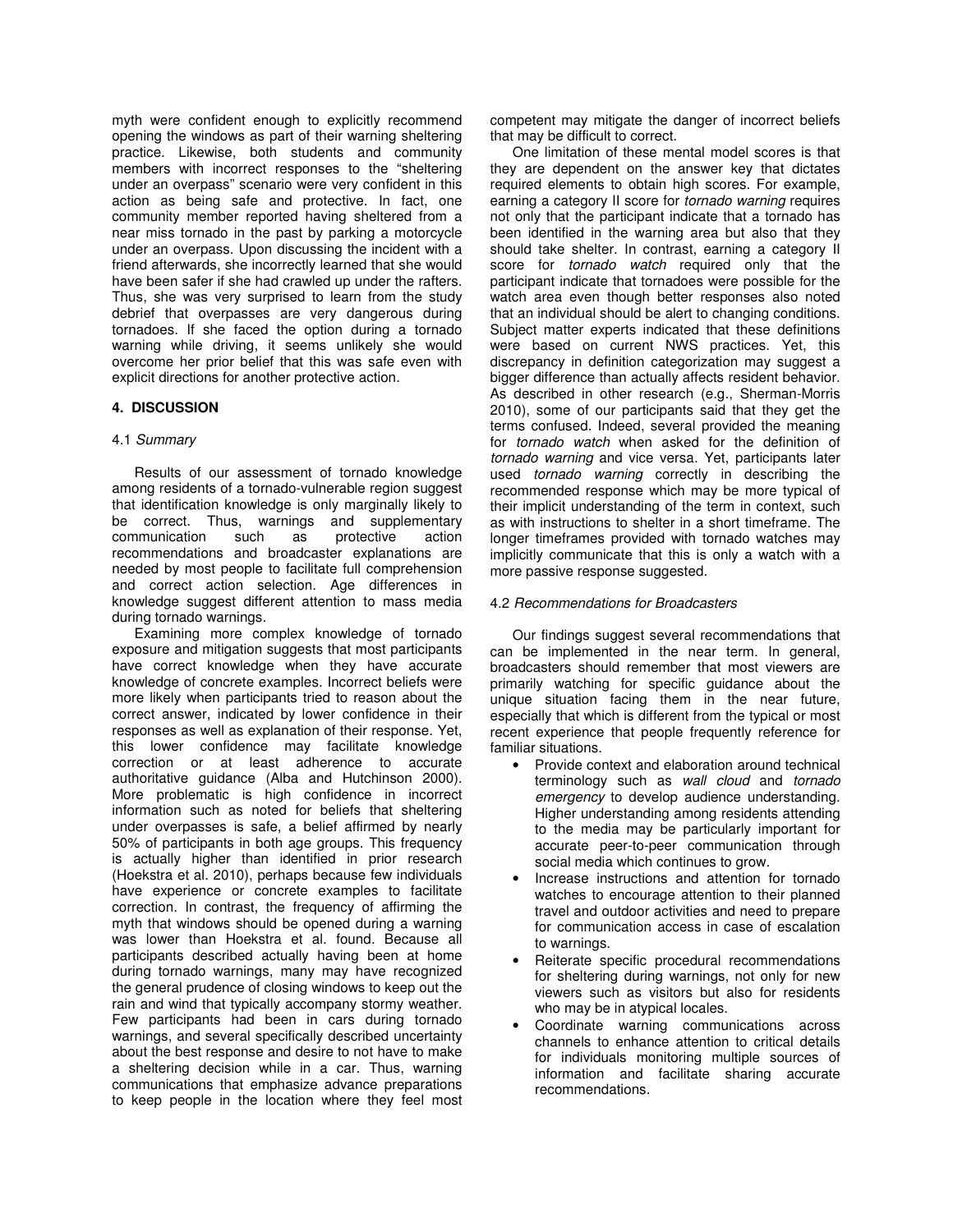myth were confident enough to explicitly recommend opening the windows as part of their warning sheltering practice. Likewise, both students and community members with incorrect responses to the "sheltering under an overpass" scenario were very confident in this action as being safe and protective. In fact, one community member reported having sheltered from a near miss tornado in the past by parking a motorcycle under an overpass. Upon discussing the incident with a friend afterwards, she incorrectly learned that she would have been safer if she had crawled up under the rafters. Thus, she was very surprised to learn from the study debrief that overpasses are very dangerous during tornadoes. If she faced the option during a tornado warning while driving, it seems unlikely she would overcome her prior belief that this was safe even with explicit directions for another protective action.

## 4. DISCUSSION

### 4.1 *Summary*

Results of our assessment of tornado knowledge among residents of a tornado-vulnerable region suggest that identification knowledge is only marginally likely to be correct. Thus, warnings and supplementary communication such as protective action recommendations and broadcaster explanations are needed by most people to facilitate full comprehension and correct action selection. Age differences in knowledge suggest different attention to mass media during tornado warnings.

Examining more complex knowledge of tornado exposure and mitigation suggests that most participants have correct knowledge when they have accurate knowledge of concrete examples. Incorrect beliefs were more likely when participants tried to reason about the correct answer, indicated by lower confidence in their responses as well as explanation of their response. Yet, this lower confidence may facilitate knowledge correction or at least adherence to accurate authoritative guidance (Alba and Hutchinson 2000). More problematic is high confidence in incorrect information such as noted for beliefs that sheltering under overpasses is safe, a belief affirmed by nearly 50% of participants in both age groups. This frequency is actually higher than identified in prior research (Hoekstra et al. 2010), perhaps because few individuals have experience or concrete examples to facilitate correction. In contrast, the frequency of affirming the myth that windows should be opened during a warning was lower than Hoekstra et al. found. Because all participants described actually having been at home during tornado warnings, many may have recognized the general prudence of closing windows to keep out the rain and wind that typically accompany stormy weather. Few participants had been in cars during tornado warnings, and several specifically described uncertainty about the best response and desire to not have to make a sheltering decision while in a car. Thus, warning communications that emphasize advance preparations to keep people in the location where they feel most competent may mitigate the danger of incorrect beliefs that may be difficult to correct.

One limitation of these mental model scores is that they are dependent on the answer key that dictates required elements to obtain high scores. For example, earning a category II score for *tornado warning* requires not only that the participant indicate that a tornado has been identified in the warning area but also that they should take shelter. In contrast, earning a category II score for *tornado watch* required only that the participant indicate that tornadoes were possible for the watch area even though better responses also noted that an individual should be alert to changing conditions. Subject matter experts indicated that these definitions were based on current NWS practices. Yet, this discrepancy in definition categorization may suggest a bigger difference than actually affects resident behavior. As described in other research (e.g., Sherman-Morris 2010), some of our participants said that they get the terms confused. Indeed, several provided the meaning for *tornado watch* when asked for the definition of *tornado warning* and vice versa. Yet, participants later used *tornado warning* correctly in describing the recommended response which may be more typical of their implicit understanding of the term in context, such as with instructions to shelter in a short timeframe. The longer timeframes provided with tornado watches may implicitly communicate that this is only a watch with a more passive response suggested.

### 4.2 *Recommendations for Broadcasters*

Our findings suggest several recommendations that can be implemented in the near term. In general, broadcasters should remember that most viewers are primarily watching for specific guidance about the unique situation facing them in the near future, especially that which is different from the typical or most recent experience that people frequently reference for familiar situations.

- Provide context and elaboration around technical terminology such as *wall cloud* and *tornado emergency* to develop audience understanding. Higher understanding among residents attending to the media may be particularly important for accurate peer-to-peer communication through social media which continues to grow.
- Increase instructions and attention for tornado watches to encourage attention to their planned travel and outdoor activities and need to prepare for communication access in case of escalation to warnings.
- Reiterate specific procedural recommendations for sheltering during warnings, not only for new viewers such as visitors but also for residents who may be in atypical locales.
- Coordinate warning communications across channels to enhance attention to critical details for individuals monitoring multiple sources of information and facilitate sharing accurate recommendations.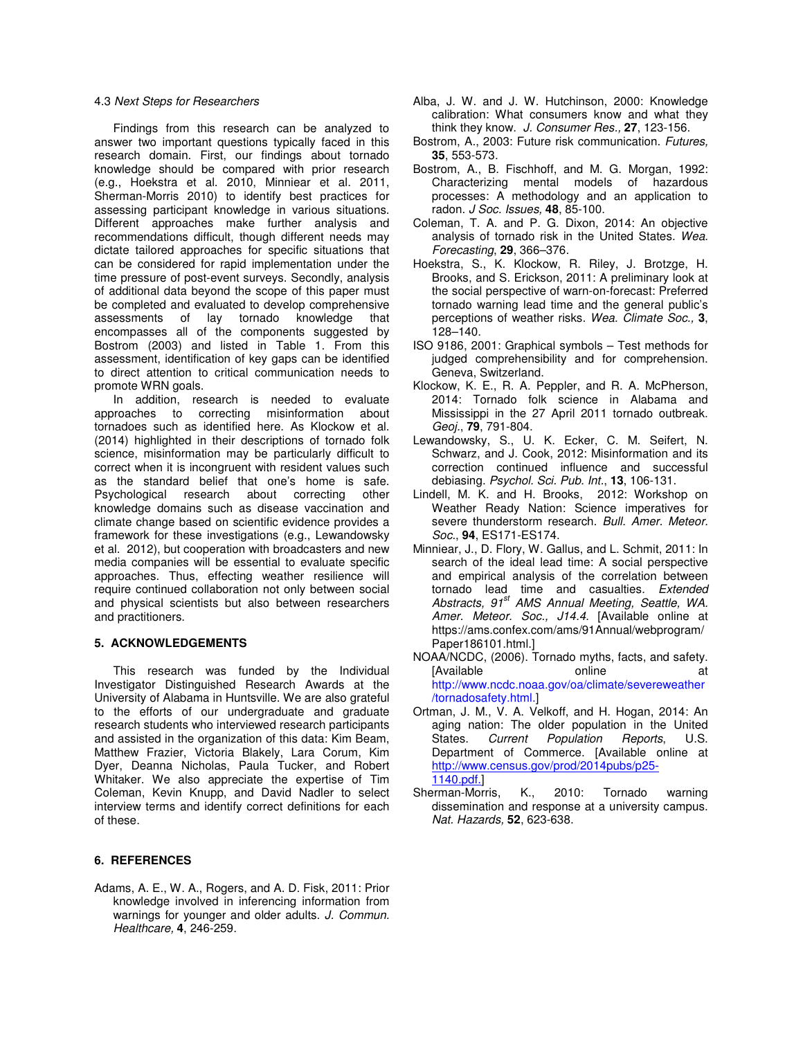### 4.3 *Next Steps for Researchers*

Findings from this research can be analyzed to answer two important questions typically faced in this research domain. First, our findings about tornado knowledge should be compared with prior research (e.g., Hoekstra et al. 2010, Minniear et al. 2011, Sherman-Morris 2010) to identify best practices for assessing participant knowledge in various situations. Different approaches make further analysis and recommendations difficult, though different needs may dictate tailored approaches for specific situations that can be considered for rapid implementation under the time pressure of post-event surveys. Secondly, analysis of additional data beyond the scope of this paper must be completed and evaluated to develop comprehensive assessments of lay tornado knowledge that encompasses all of the components suggested by Bostrom (2003) and listed in Table 1. From this assessment, identification of key gaps can be identified to direct attention to critical communication needs to promote WRN goals.

In addition, research is needed to evaluate approaches to correcting misinformation about tornadoes such as identified here. As Klockow et al. (2014) highlighted in their descriptions of tornado folk science, misinformation may be particularly difficult to correct when it is incongruent with resident values such as the standard belief that one's home is safe. Psychological research about correcting other knowledge domains such as disease vaccination and climate change based on scientific evidence provides a framework for these investigations (e.g., Lewandowsky et al. 2012), but cooperation with broadcasters and new media companies will be essential to evaluate specific approaches. Thus, effecting weather resilience will require continued collaboration not only between social and physical scientists but also between researchers and practitioners.

## 5. ACKNOWLEDGEMENTS

This research was funded by the Individual Investigator Distinguished Research Awards at the University of Alabama in Huntsville. We are also grateful to the efforts of our undergraduate and graduate research students who interviewed research participants and assisted in the organization of this data: Kim Beam, Matthew Frazier, Victoria Blakely, Lara Corum, Kim Dyer, Deanna Nicholas, Paula Tucker, and Robert Whitaker. We also appreciate the expertise of Tim Coleman, Kevin Knupp, and David Nadler to select interview terms and identify correct definitions for each of these.

## 6. REFERENCES

Adams, A. E., W. A., Rogers, and A. D. Fisk, 2011: Prior knowledge involved in inferencing information from warnings for younger and older adults. *J. Commun. Healthcare,* **4**, 246-259.

Alba, J. W. and J. W. Hutchinson, 2000: Knowledge calibration: What consumers know and what they think they know. *J. Consumer Res.,* **27**, 123-156.

Bostrom, A., 2003: Future risk communication. *Futures,* **35**, 553-573.

Bostrom, A., B. Fischhoff, and M. G. Morgan, 1992: Characterizing mental models of hazardous processes: A methodology and an application to radon. *J Soc. Issues,* **48**, 85-100.

Coleman, T. A. and P. G. Dixon, 2014: An objective analysis of tornado risk in the United States. *Wea. Forecasting*, **29**, 366–376.

Hoekstra, S., K. Klockow, R. Riley, J. Brotzge, H. Brooks, and S. Erickson, 2011: A preliminary look at the social perspective of warn-on-forecast: Preferred tornado warning lead time and the general public's perceptions of weather risks. *Wea. Climate Soc.,* **3**, 128–140.

ISO 9186, 2001: Graphical symbols – Test methods for judged comprehensibility and for comprehension. Geneva, Switzerland.

Klockow, K. E., R. A. Peppler, and R. A. McPherson, 2014: Tornado folk science in Alabama and Mississippi in the 27 April 2011 tornado outbreak. *Geoj.*, **79**, 791-804.

Lewandowsky, S., U. K. Ecker, C. M. Seifert, N. Schwarz, and J. Cook, 2012: Misinformation and its correction continued influence and successful debiasing. *Psychol. Sci. Pub. Int.*, **13**, 106-131.

Lindell, M. K. and H. Brooks, 2012: Workshop on Weather Ready Nation: Science imperatives for severe thunderstorm research. *Bull. Amer. Meteor. Soc.*, **94**, ES171-ES174.

Minniear, J., D. Flory, W. Gallus, and L. Schmit, 2011: In search of the ideal lead time: A social perspective and empirical analysis of the correlation between tornado lead time and casualties. *Extended Abstracts, 91st AMS Annual Meeting, Seattle, WA. Amer. Meteor. Soc., J14.4.* [Available online at https://ams.confex.com/ams/91Annual/webprogram/Paper186101.html.]

NOAA/NCDC, (2006). Tornado myths, facts, and safety. [Available online at http://www.ncdc.noaa.gov/oa/climate/severeweather/tornadosafety.html.]

Ortman, J. M., V. A. Velkoff, and H. Hogan, 2014: An aging nation: The older population in the United States. *Current Population Reports*, U.S. Department of Commerce. [Available online at http://www.census.gov/prod/2014pubs/p25-1140.pdf.]

Sherman-Morris, K., 2010: Tornado warning dissemination and response at a university campus. *Nat. Hazards,* **52**, 623-638.